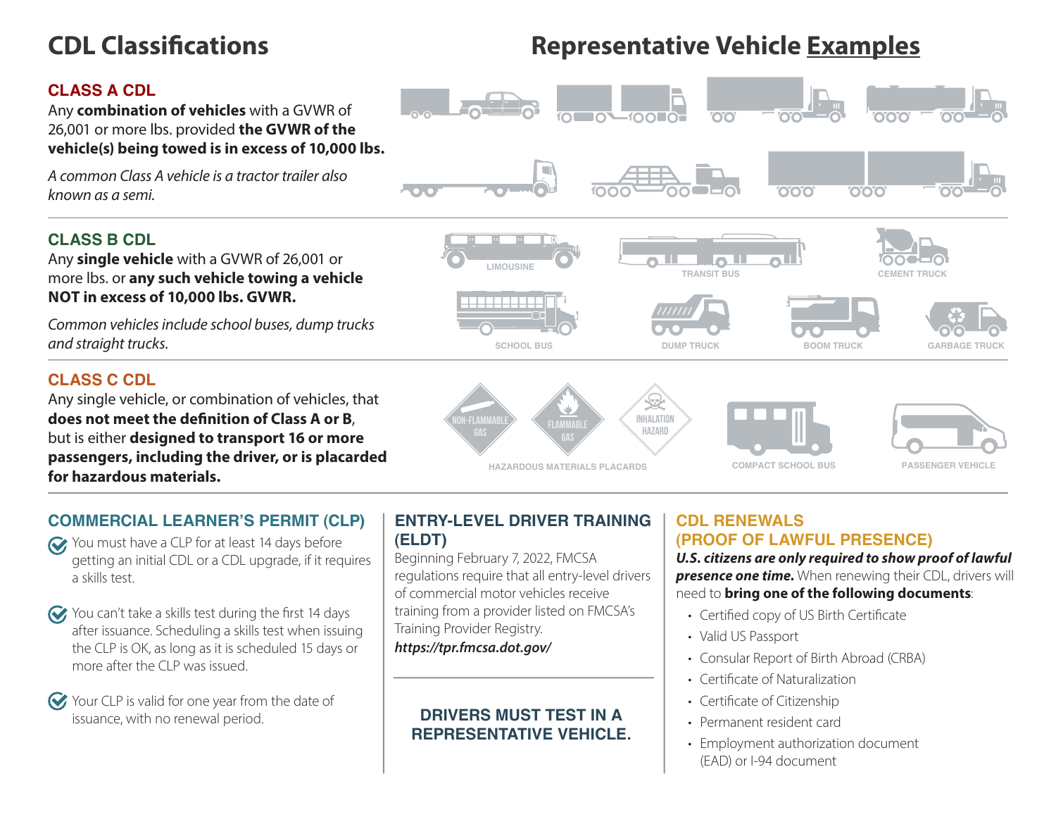# CDL Classifications

# Representative Vehicle Examples

## CLASS A CDL

Any **combination of vehicles** with a GVWR of 26,001 or more lbs. provided **the GVWR of the vehicle(s) being towed is in excess of 10,000 lbs.**

*A common Class A vehicle is a tractor trailer also known as a semi.*

## CLASS B CDL

Any **single vehicle** with a GVWR of 26,001 or more lbs. or **any such vehicle towing a vehicle NOT in excess of 10,000 lbs. GVWR.**

*Common vehicles include school buses, dump trucks and straight trucks.*

LIMOUSINE

TRANSIT BUS

CEMENT TRUCK

SCHOOL BUS

DUMP TRUCK

BOOM TRUCK

GARBAGE TRUCK

## CLASS C CDL

Any single vehicle, or combination of vehicles, that **does not meet the definition of Class A or B**, but is either **designed to transport 16 or more passengers, including the driver, or is placarded for hazardous materials.**

NON-FLAMMABLE GAS

FLAMMABLE GAS

INHALATION HAZARD

HAZARDOUS MATERIALS PLACARDS

COMPACT SCHOOL BUS

PASSENGER VEHICLE

## COMMERCIAL LEARNER'S PERMIT (CLP)

- You must have a CLP for at least 14 days before getting an initial CDL or a CDL upgrade, if it requires a skills test.
- You can't take a skills test during the first 14 days after issuance. Scheduling a skills test when issuing the CLP is OK, as long as it is scheduled 15 days or more after the CLP was issued.
- Your CLP is valid for one year from the date of issuance, with no renewal period.

## ENTRY-LEVEL DRIVER TRAINING (ELDT)

Beginning February 7, 2022, FMCSA regulations require that all entry-level drivers of commercial motor vehicles receive training from a provider listed on FMCSA's Training Provider Registry.

***https://tpr.fmcsa.dot.gov/***

**DRIVERS MUST TEST IN A REPRESENTATIVE VEHICLE.**

## CDL RENEWALS (PROOF OF LAWFUL PRESENCE)

***U.S. citizens are only required to show proof of lawful presence one time.*** When renewing their CDL, drivers will need to **bring one of the following documents**:

- Certified copy of US Birth Certificate
- Valid US Passport
- Consular Report of Birth Abroad (CRBA)
- Certificate of Naturalization
- Certificate of Citizenship
- Permanent resident card
- Employment authorization document (EAD) or I-94 document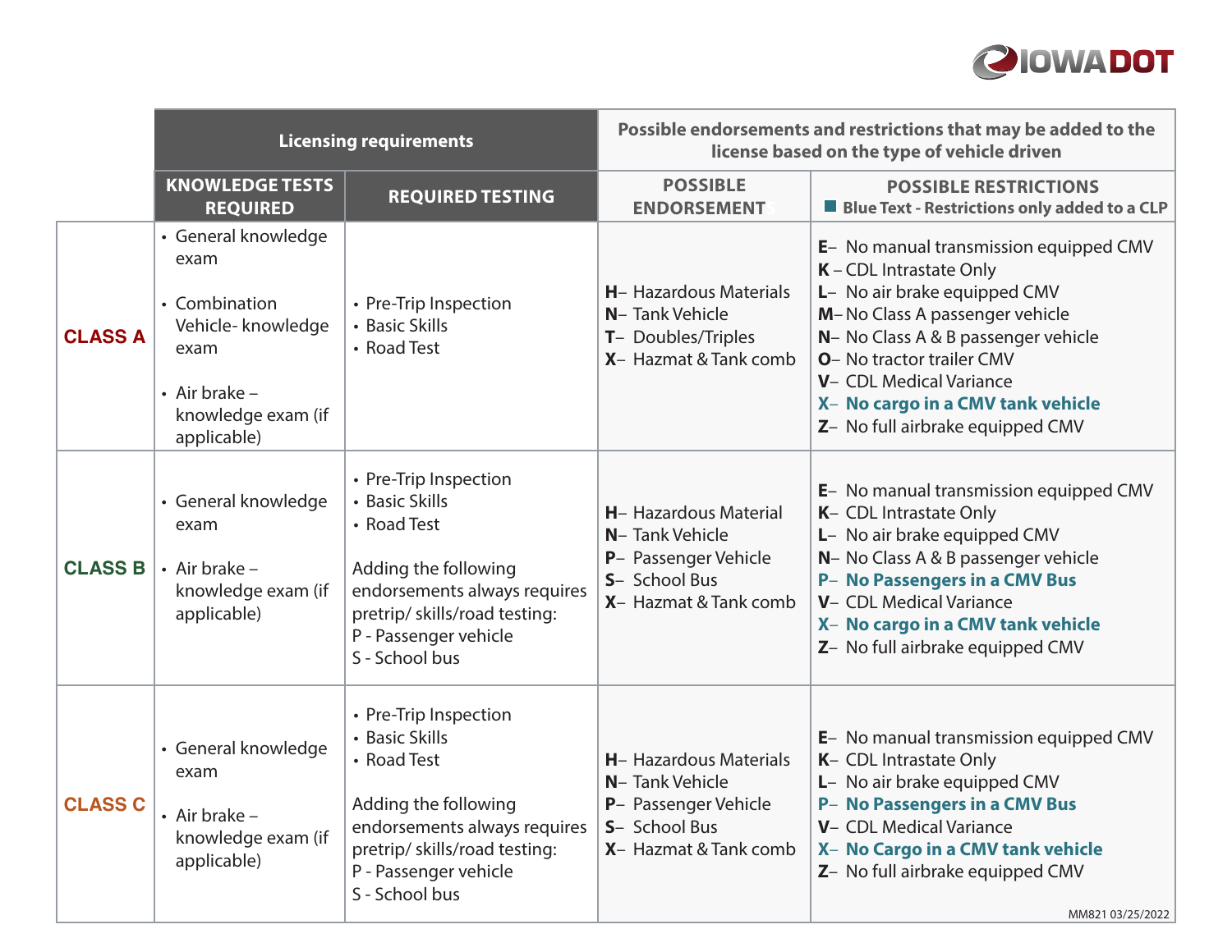| | Licensing requirements | | Possible endorsements and restrictions that may be added to the license based on the type of vehicle driven | |
|---|---|---|---|---|
| | KNOWLEDGE TESTS REQUIRED | REQUIRED TESTING | POSSIBLE ENDORSEMENTS | POSSIBLE RESTRICTIONS ■ Blue Text - Restrictions only added to a CLP |
| **CLASS A** | • General knowledge exam<br>• Combination Vehicle- knowledge exam<br>• Air brake – knowledge exam (if applicable) | • Pre-Trip Inspection<br>• Basic Skills<br>• Road Test | **H**– Hazardous Materials<br>**N**– Tank Vehicle<br>**T**– Doubles/Triples<br>**X**– Hazmat & Tank comb | **E**– No manual transmission equipped CMV<br>**K** – CDL Intrastate Only<br>**L**– No air brake equipped CMV<br>**M**– No Class A passenger vehicle<br>**N**– No Class A & B passenger vehicle<br>**O**– No tractor trailer CMV<br>**V**– CDL Medical Variance<br>**X– No cargo in a CMV tank vehicle**<br>**Z**– No full airbrake equipped CMV |
| **CLASS B** | • General knowledge exam<br>• Air brake – knowledge exam (if applicable) | • Pre-Trip Inspection<br>• Basic Skills<br>• Road Test<br>Adding the following endorsements always requires pretrip/ skills/road testing:<br>P - Passenger vehicle<br>S - School bus | **H**– Hazardous Material<br>**N**– Tank Vehicle<br>**P**– Passenger Vehicle<br>**S**– School Bus<br>**X**– Hazmat & Tank comb | **E**– No manual transmission equipped CMV<br>**K**– CDL Intrastate Only<br>**L**– No air brake equipped CMV<br>**N**– No Class A & B passenger vehicle<br>**P– No Passengers in a CMV Bus**<br>**V**– CDL Medical Variance<br>**X– No cargo in a CMV tank vehicle**<br>**Z**– No full airbrake equipped CMV |
| **CLASS C** | • General knowledge exam<br>• Air brake – knowledge exam (if applicable) | • Pre-Trip Inspection<br>• Basic Skills<br>• Road Test<br>Adding the following endorsements always requires pretrip/ skills/road testing:<br>P - Passenger vehicle<br>S - School bus | **H**– Hazardous Materials<br>**N**– Tank Vehicle<br>**P**– Passenger Vehicle<br>**S**– School Bus<br>**X**– Hazmat & Tank comb | **E**– No manual transmission equipped CMV<br>**K**– CDL Intrastate Only<br>**L**– No air brake equipped CMV<br>**P– No Passengers in a CMV Bus**<br>**V**– CDL Medical Variance<br>**X– No Cargo in a CMV tank vehicle**<br>**Z**– No full airbrake equipped CMV |

MM821 03/25/2022